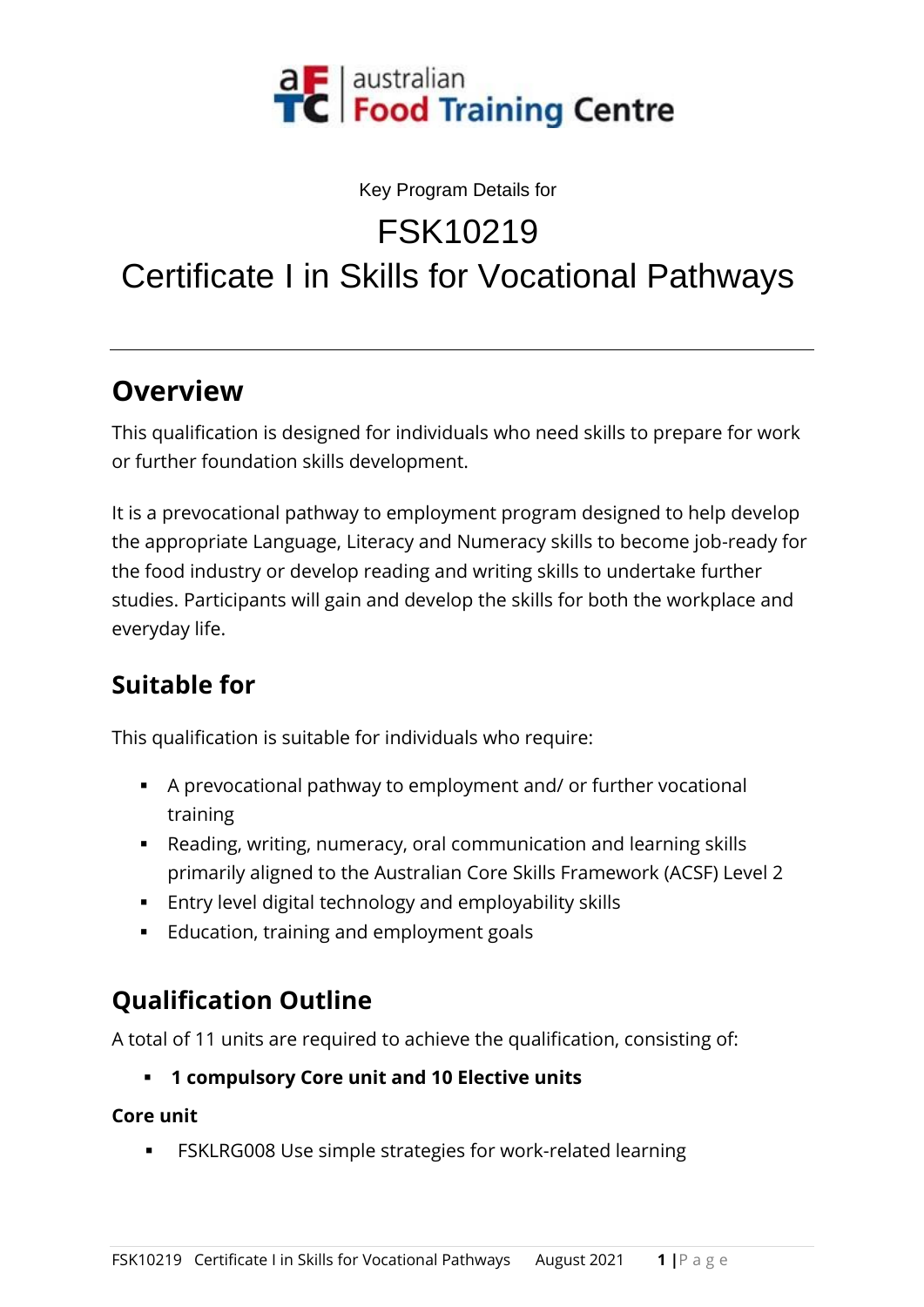australian Food Training Centre

Key Program Details for

# FSK10219
# Certificate I in Skills for Vocational Pathways

---

## Overview

This qualification is designed for individuals who need skills to prepare for work or further foundation skills development.

It is a prevocational pathway to employment program designed to help develop the appropriate Language, Literacy and Numeracy skills to become job-ready for the food industry or develop reading and writing skills to undertake further studies. Participants will gain and develop the skills for both the workplace and everyday life.

## Suitable for

This qualification is suitable for individuals who require:

- A prevocational pathway to employment and/ or further vocational training
- Reading, writing, numeracy, oral communication and learning skills primarily aligned to the Australian Core Skills Framework (ACSF) Level 2
- Entry level digital technology and employability skills
- Education, training and employment goals

## Qualification Outline

A total of 11 units are required to achieve the qualification, consisting of:

- **1 compulsory Core unit and 10 Elective units**

**Core unit**

- FSKLRG008 Use simple strategies for work-related learning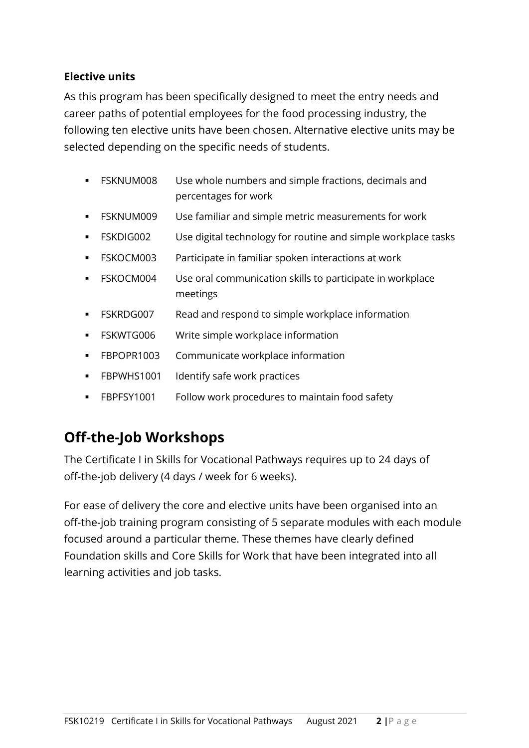**Elective units**

As this program has been specifically designed to meet the entry needs and career paths of potential employees for the food processing industry, the following ten elective units have been chosen. Alternative elective units may be selected depending on the specific needs of students.

- FSKNUM008 Use whole numbers and simple fractions, decimals and percentages for work
- FSKNUM009 Use familiar and simple metric measurements for work
- FSKDIG002 Use digital technology for routine and simple workplace tasks
- FSKOCM003 Participate in familiar spoken interactions at work
- FSKOCM004 Use oral communication skills to participate in workplace meetings
- FSKRDG007 Read and respond to simple workplace information
- FSKWTG006 Write simple workplace information
- FBPOPR1003 Communicate workplace information
- FBPWHS1001 Identify safe work practices
- FBPFSY1001 Follow work procedures to maintain food safety

## Off-the-Job Workshops

The Certificate I in Skills for Vocational Pathways requires up to 24 days of off-the-job delivery (4 days / week for 6 weeks).

For ease of delivery the core and elective units have been organised into an off-the-job training program consisting of 5 separate modules with each module focused around a particular theme. These themes have clearly defined Foundation skills and Core Skills for Work that have been integrated into all learning activities and job tasks.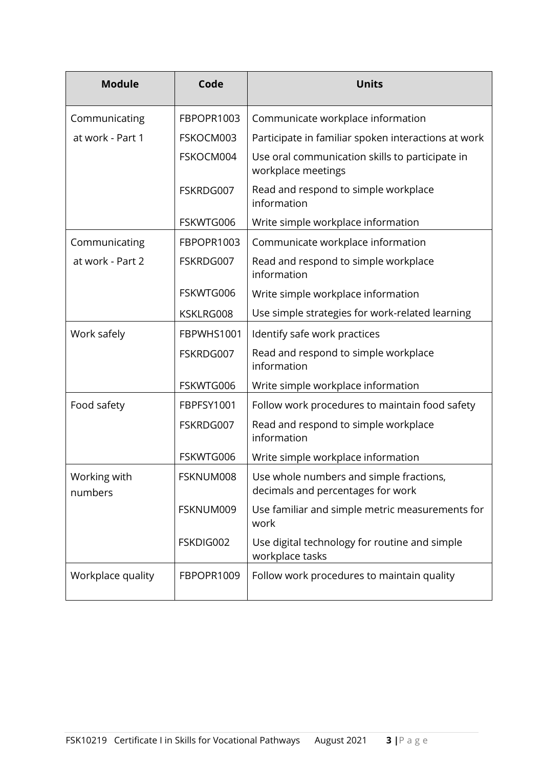| Module | Code | Units |
|---|---|---|
| Communicating at work - Part 1 | FBPOPR1003 | Communicate workplace information |
| | FSKOCM003 | Participate in familiar spoken interactions at work |
| | FSKOCM004 | Use oral communication skills to participate in workplace meetings |
| | FSKRDG007 | Read and respond to simple workplace information |
| | FSKWTG006 | Write simple workplace information |
| Communicating at work - Part 2 | FBPOPR1003 | Communicate workplace information |
| | FSKRDG007 | Read and respond to simple workplace information |
| | FSKWTG006 | Write simple workplace information |
| | KSKLRG008 | Use simple strategies for work-related learning |
| Work safely | FBPWHS1001 | Identify safe work practices |
| | FSKRDG007 | Read and respond to simple workplace information |
| | FSKWTG006 | Write simple workplace information |
| Food safety | FBPFSY1001 | Follow work procedures to maintain food safety |
| | FSKRDG007 | Read and respond to simple workplace information |
| | FSKWTG006 | Write simple workplace information |
| Working with numbers | FSKNUM008 | Use whole numbers and simple fractions, decimals and percentages for work |
| | FSKNUM009 | Use familiar and simple metric measurements for work |
| | FSKDIG002 | Use digital technology for routine and simple workplace tasks |
| Workplace quality | FBPOPR1009 | Follow work procedures to maintain quality |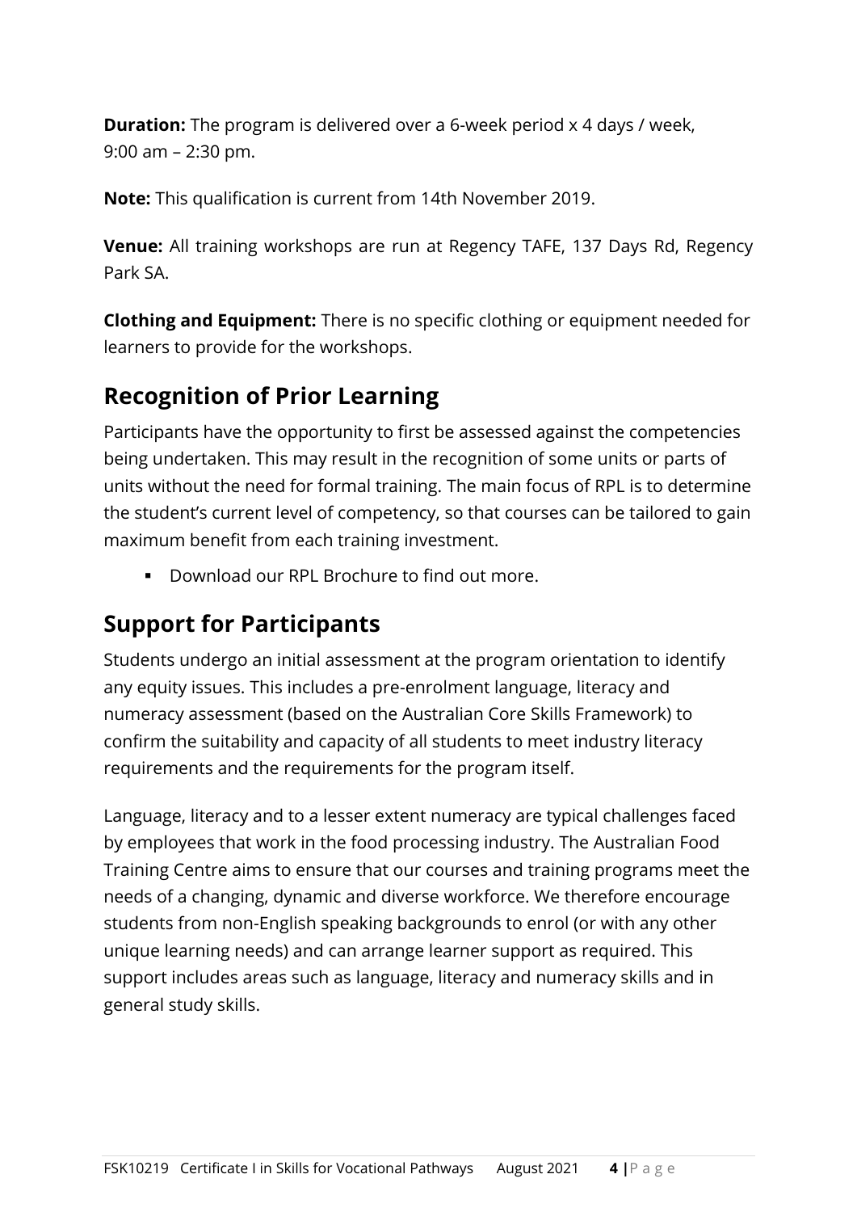**Duration:** The program is delivered over a 6-week period x 4 days / week, 9:00 am – 2:30 pm.

**Note:** This qualification is current from 14th November 2019.

**Venue:** All training workshops are run at Regency TAFE, 137 Days Rd, Regency Park SA.

**Clothing and Equipment:** There is no specific clothing or equipment needed for learners to provide for the workshops.

## Recognition of Prior Learning

Participants have the opportunity to first be assessed against the competencies being undertaken. This may result in the recognition of some units or parts of units without the need for formal training. The main focus of RPL is to determine the student's current level of competency, so that courses can be tailored to gain maximum benefit from each training investment.

- Download our RPL Brochure to find out more.

## Support for Participants

Students undergo an initial assessment at the program orientation to identify any equity issues. This includes a pre-enrolment language, literacy and numeracy assessment (based on the Australian Core Skills Framework) to confirm the suitability and capacity of all students to meet industry literacy requirements and the requirements for the program itself.

Language, literacy and to a lesser extent numeracy are typical challenges faced by employees that work in the food processing industry. The Australian Food Training Centre aims to ensure that our courses and training programs meet the needs of a changing, dynamic and diverse workforce. We therefore encourage students from non-English speaking backgrounds to enrol (or with any other unique learning needs) and can arrange learner support as required. This support includes areas such as language, literacy and numeracy skills and in general study skills.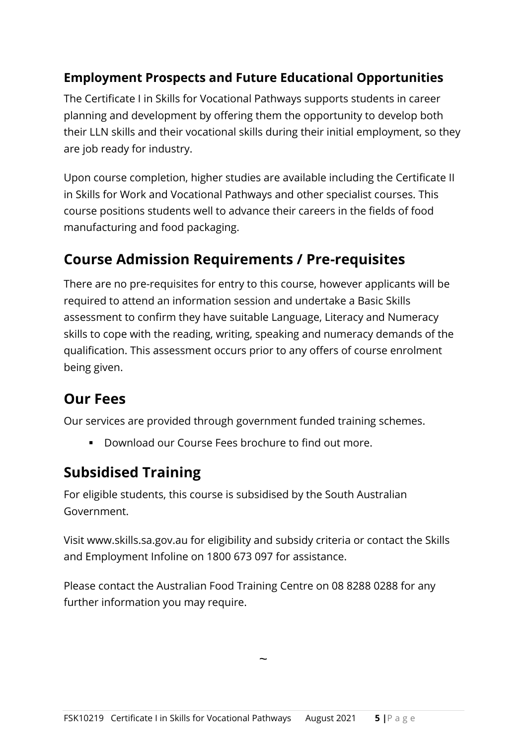### Employment Prospects and Future Educational Opportunities

The Certificate I in Skills for Vocational Pathways supports students in career planning and development by offering them the opportunity to develop both their LLN skills and their vocational skills during their initial employment, so they are job ready for industry.

Upon course completion, higher studies are available including the Certificate II in Skills for Work and Vocational Pathways and other specialist courses. This course positions students well to advance their careers in the fields of food manufacturing and food packaging.

## Course Admission Requirements / Pre-requisites

There are no pre-requisites for entry to this course, however applicants will be required to attend an information session and undertake a Basic Skills assessment to confirm they have suitable Language, Literacy and Numeracy skills to cope with the reading, writing, speaking and numeracy demands of the qualification. This assessment occurs prior to any offers of course enrolment being given.

## Our Fees

Our services are provided through government funded training schemes.

- Download our Course Fees brochure to find out more.

## Subsidised Training

For eligible students, this course is subsidised by the South Australian Government.

Visit www.skills.sa.gov.au for eligibility and subsidy criteria or contact the Skills and Employment Infoline on 1800 673 097 for assistance.

Please contact the Australian Food Training Centre on 08 8288 0288 for any further information you may require.

~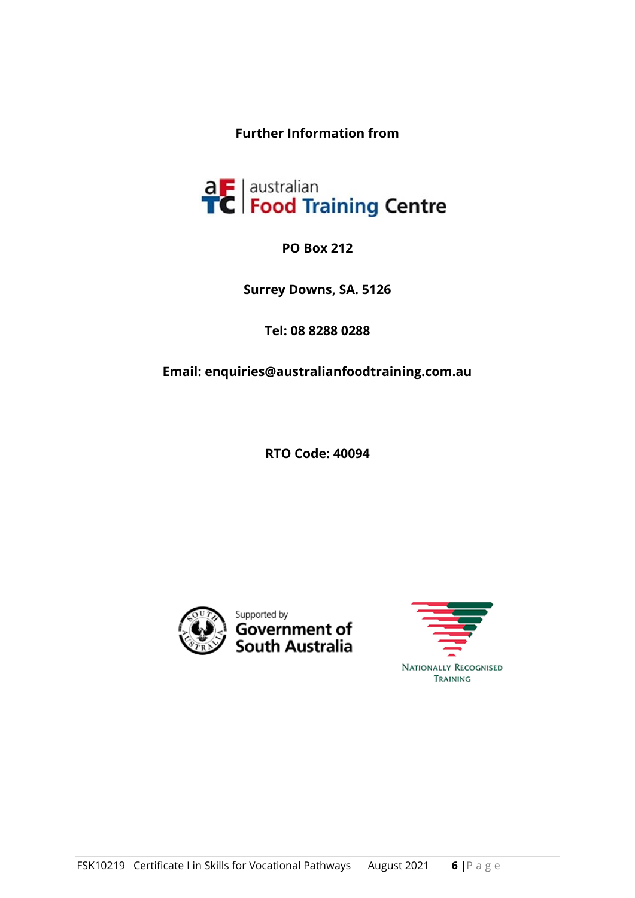**Further Information from**

australian Food Training Centre

**PO Box 212**

**Surrey Downs, SA. 5126**

**Tel: 08 8288 0288**

**Email: enquiries@australianfoodtraining.com.au**

**RTO Code: 40094**

Supported by Government of South Australia

Nationally Recognised Training